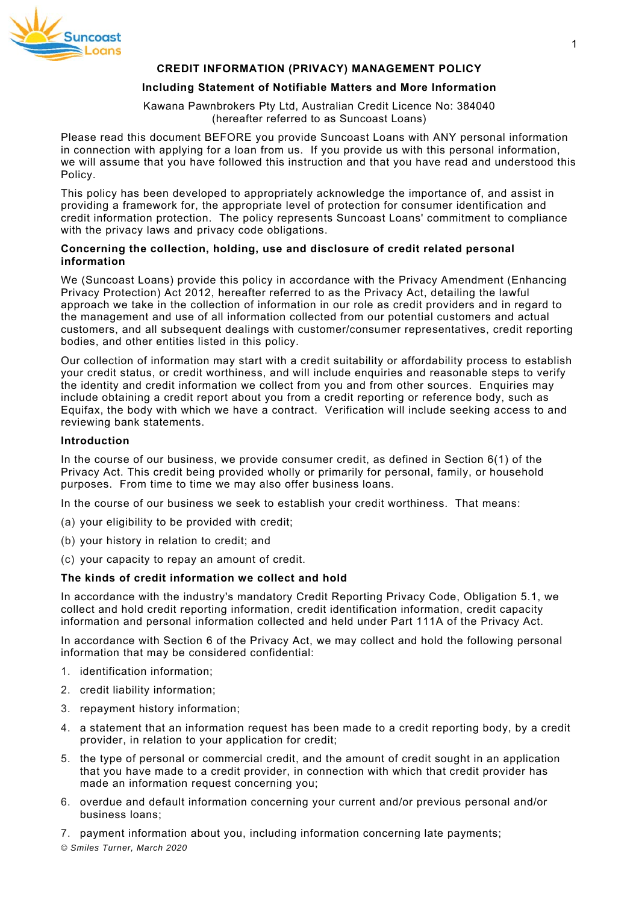# CREDIT INFORMATION (PRIVACY) MANAGEMENT POLICY

## Including Statement of Notifiable Matters and More Information

Kawana Pawnbrokers Pty Ltd, Australian Credit Licence No: 384040
(hereafter referred to as Suncoast Loans)

Please read this document BEFORE you provide Suncoast Loans with ANY personal information in connection with applying for a loan from us. If you provide us with this personal information, we will assume that you have followed this instruction and that you have read and understood this Policy.

This policy has been developed to appropriately acknowledge the importance of, and assist in providing a framework for, the appropriate level of protection for consumer identification and credit information protection. The policy represents Suncoast Loans' commitment to compliance with the privacy laws and privacy code obligations.

### Concerning the collection, holding, use and disclosure of credit related personal information

We (Suncoast Loans) provide this policy in accordance with the Privacy Amendment (Enhancing Privacy Protection) Act 2012, hereafter referred to as the Privacy Act, detailing the lawful approach we take in the collection of information in our role as credit providers and in regard to the management and use of all information collected from our potential customers and actual customers, and all subsequent dealings with customer/consumer representatives, credit reporting bodies, and other entities listed in this policy.

Our collection of information may start with a credit suitability or affordability process to establish your credit status, or credit worthiness, and will include enquiries and reasonable steps to verify the identity and credit information we collect from you and from other sources. Enquiries may include obtaining a credit report about you from a credit reporting or reference body, such as Equifax, the body with which we have a contract. Verification will include seeking access to and reviewing bank statements.

### Introduction

In the course of our business, we provide consumer credit, as defined in Section 6(1) of the Privacy Act. This credit being provided wholly or primarily for personal, family, or household purposes. From time to time we may also offer business loans.

In the course of our business we seek to establish your credit worthiness. That means:

(a) your eligibility to be provided with credit;

(b) your history in relation to credit; and

(c) your capacity to repay an amount of credit.

### The kinds of credit information we collect and hold

In accordance with the industry's mandatory Credit Reporting Privacy Code, Obligation 5.1, we collect and hold credit reporting information, credit identification information, credit capacity information and personal information collected and held under Part 111A of the Privacy Act.

In accordance with Section 6 of the Privacy Act, we may collect and hold the following personal information that may be considered confidential:

1. identification information;
2. credit liability information;
3. repayment history information;
4. a statement that an information request has been made to a credit reporting body, by a credit provider, in relation to your application for credit;
5. the type of personal or commercial credit, and the amount of credit sought in an application that you have made to a credit provider, in connection with which that credit provider has made an information request concerning you;
6. overdue and default information concerning your current and/or previous personal and/or business loans;
7. payment information about you, including information concerning late payments;

*© Smiles Turner, March 2020*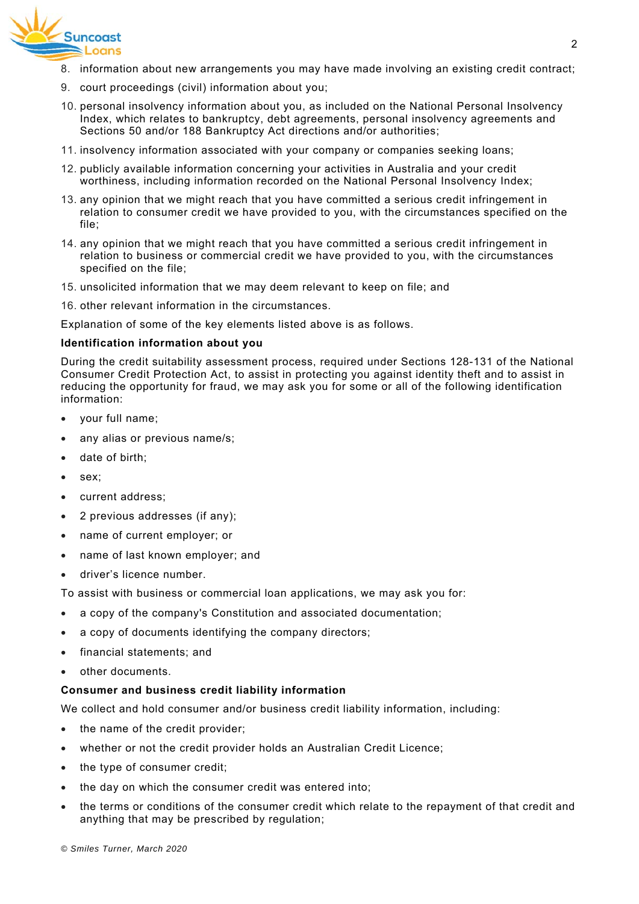8. information about new arrangements you may have made involving an existing credit contract;
9. court proceedings (civil) information about you;
10. personal insolvency information about you, as included on the National Personal Insolvency Index, which relates to bankruptcy, debt agreements, personal insolvency agreements and Sections 50 and/or 188 Bankruptcy Act directions and/or authorities;
11. insolvency information associated with your company or companies seeking loans;
12. publicly available information concerning your activities in Australia and your credit worthiness, including information recorded on the National Personal Insolvency Index;
13. any opinion that we might reach that you have committed a serious credit infringement in relation to consumer credit we have provided to you, with the circumstances specified on the file;
14. any opinion that we might reach that you have committed a serious credit infringement in relation to business or commercial credit we have provided to you, with the circumstances specified on the file;
15. unsolicited information that we may deem relevant to keep on file; and
16. other relevant information in the circumstances.

Explanation of some of the key elements listed above is as follows.

**Identification information about you**

During the credit suitability assessment process, required under Sections 128-131 of the National Consumer Credit Protection Act, to assist in protecting you against identity theft and to assist in reducing the opportunity for fraud, we may ask you for some or all of the following identification information:

- your full name;
- any alias or previous name/s;
- date of birth;
- sex;
- current address;
- 2 previous addresses (if any);
- name of current employer; or
- name of last known employer; and
- driver's licence number.

To assist with business or commercial loan applications, we may ask you for:

- a copy of the company's Constitution and associated documentation;
- a copy of documents identifying the company directors;
- financial statements; and
- other documents.

**Consumer and business credit liability information**

We collect and hold consumer and/or business credit liability information, including:

- the name of the credit provider;
- whether or not the credit provider holds an Australian Credit Licence;
- the type of consumer credit;
- the day on which the consumer credit was entered into;
- the terms or conditions of the consumer credit which relate to the repayment of that credit and anything that may be prescribed by regulation;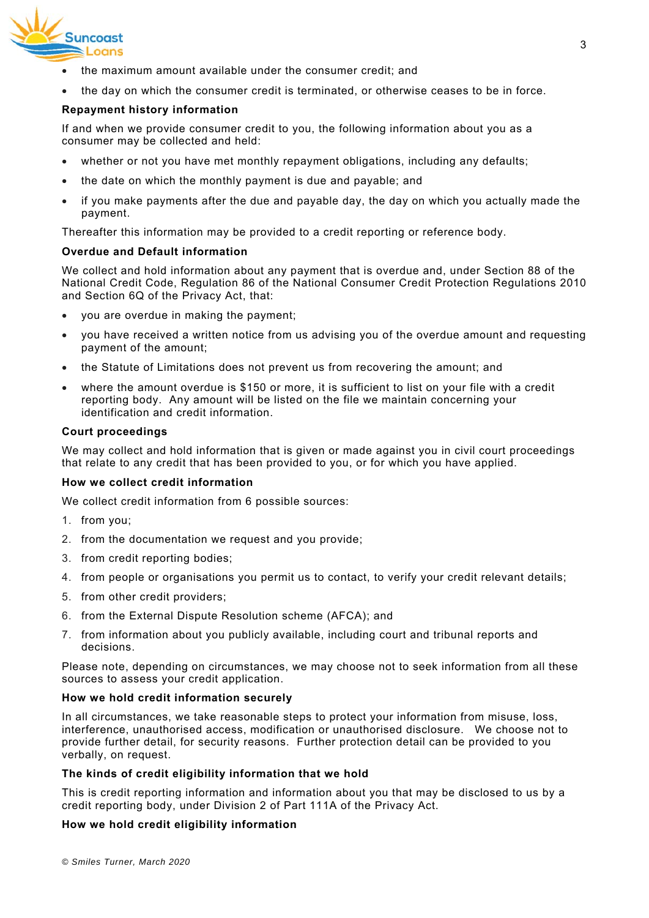- the maximum amount available under the consumer credit; and
- the day on which the consumer credit is terminated, or otherwise ceases to be in force.

**Repayment history information**

If and when we provide consumer credit to you, the following information about you as a consumer may be collected and held:

- whether or not you have met monthly repayment obligations, including any defaults;
- the date on which the monthly payment is due and payable; and
- if you make payments after the due and payable day, the day on which you actually made the payment.

Thereafter this information may be provided to a credit reporting or reference body.

**Overdue and Default information**

We collect and hold information about any payment that is overdue and, under Section 88 of the National Credit Code, Regulation 86 of the National Consumer Credit Protection Regulations 2010 and Section 6Q of the Privacy Act, that:

- you are overdue in making the payment;
- you have received a written notice from us advising you of the overdue amount and requesting payment of the amount;
- the Statute of Limitations does not prevent us from recovering the amount; and
- where the amount overdue is $150 or more, it is sufficient to list on your file with a credit reporting body. Any amount will be listed on the file we maintain concerning your identification and credit information.

**Court proceedings**

We may collect and hold information that is given or made against you in civil court proceedings that relate to any credit that has been provided to you, or for which you have applied.

**How we collect credit information**

We collect credit information from 6 possible sources:

1. from you;
2. from the documentation we request and you provide;
3. from credit reporting bodies;
4. from people or organisations you permit us to contact, to verify your credit relevant details;
5. from other credit providers;
6. from the External Dispute Resolution scheme (AFCA); and
7. from information about you publicly available, including court and tribunal reports and decisions.

Please note, depending on circumstances, we may choose not to seek information from all these sources to assess your credit application.

**How we hold credit information securely**

In all circumstances, we take reasonable steps to protect your information from misuse, loss, interference, unauthorised access, modification or unauthorised disclosure. We choose not to provide further detail, for security reasons. Further protection detail can be provided to you verbally, on request.

**The kinds of credit eligibility information that we hold**

This is credit reporting information and information about you that may be disclosed to us by a credit reporting body, under Division 2 of Part 111A of the Privacy Act.

**How we hold credit eligibility information**

*© Smiles Turner, March 2020*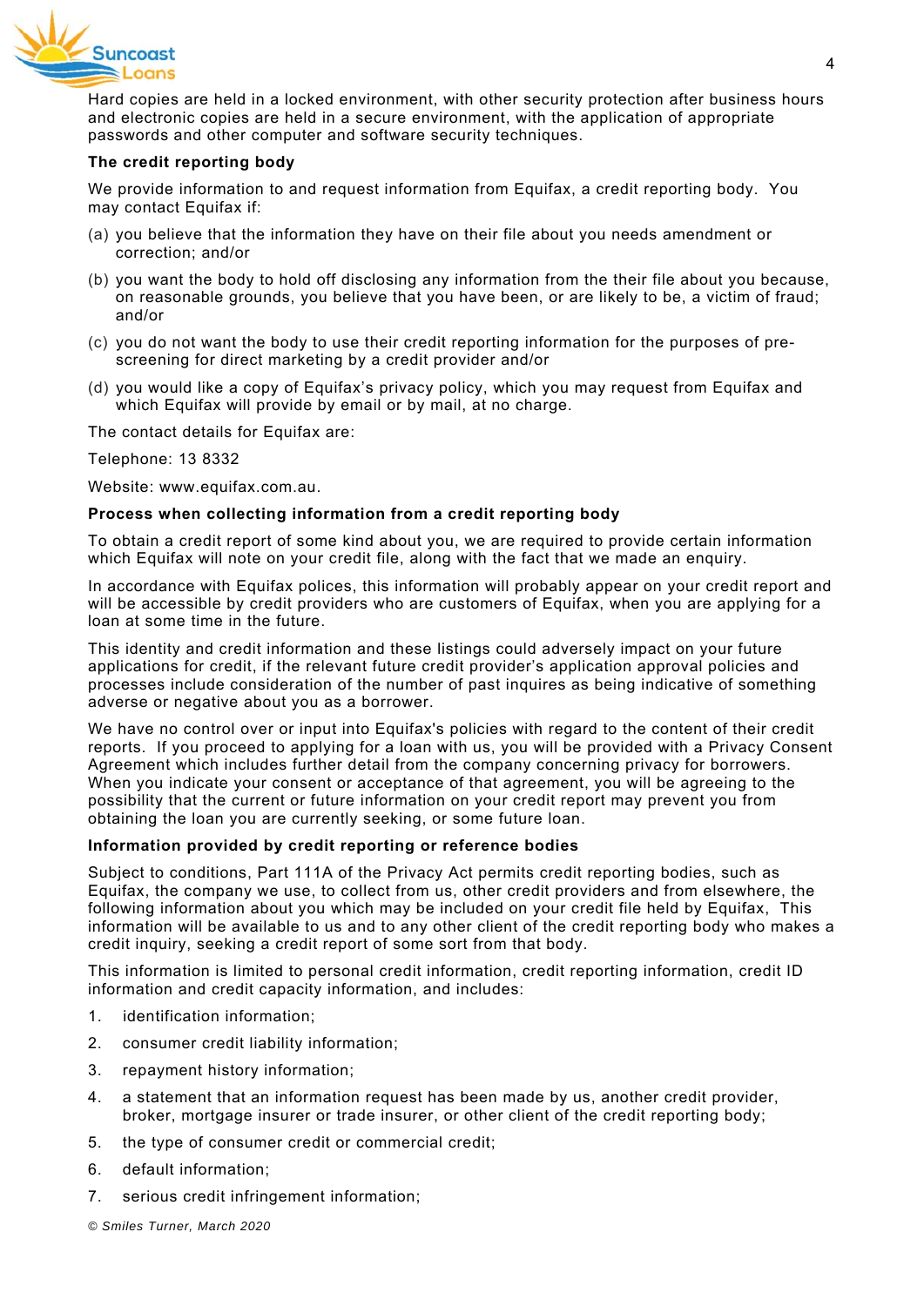Hard copies are held in a locked environment, with other security protection after business hours and electronic copies are held in a secure environment, with the application of appropriate passwords and other computer and software security techniques.

**The credit reporting body**

We provide information to and request information from Equifax, a credit reporting body. You may contact Equifax if:

(a) you believe that the information they have on their file about you needs amendment or correction; and/or

(b) you want the body to hold off disclosing any information from the their file about you because, on reasonable grounds, you believe that you have been, or are likely to be, a victim of fraud; and/or

(c) you do not want the body to use their credit reporting information for the purposes of pre-screening for direct marketing by a credit provider and/or

(d) you would like a copy of Equifax's privacy policy, which you may request from Equifax and which Equifax will provide by email or by mail, at no charge.

The contact details for Equifax are:

Telephone: 13 8332

Website: www.equifax.com.au.

**Process when collecting information from a credit reporting body**

To obtain a credit report of some kind about you, we are required to provide certain information which Equifax will note on your credit file, along with the fact that we made an enquiry.

In accordance with Equifax polices, this information will probably appear on your credit report and will be accessible by credit providers who are customers of Equifax, when you are applying for a loan at some time in the future.

This identity and credit information and these listings could adversely impact on your future applications for credit, if the relevant future credit provider's application approval policies and processes include consideration of the number of past inquires as being indicative of something adverse or negative about you as a borrower.

We have no control over or input into Equifax's policies with regard to the content of their credit reports. If you proceed to applying for a loan with us, you will be provided with a Privacy Consent Agreement which includes further detail from the company concerning privacy for borrowers. When you indicate your consent or acceptance of that agreement, you will be agreeing to the possibility that the current or future information on your credit report may prevent you from obtaining the loan you are currently seeking, or some future loan.

**Information provided by credit reporting or reference bodies**

Subject to conditions, Part 111A of the Privacy Act permits credit reporting bodies, such as Equifax, the company we use, to collect from us, other credit providers and from elsewhere, the following information about you which may be included on your credit file held by Equifax, This information will be available to us and to any other client of the credit reporting body who makes a credit inquiry, seeking a credit report of some sort from that body.

This information is limited to personal credit information, credit reporting information, credit ID information and credit capacity information, and includes:

1. identification information;
2. consumer credit liability information;
3. repayment history information;
4. a statement that an information request has been made by us, another credit provider, broker, mortgage insurer or trade insurer, or other client of the credit reporting body;
5. the type of consumer credit or commercial credit;
6. default information;
7. serious credit infringement information;

*© Smiles Turner, March 2020*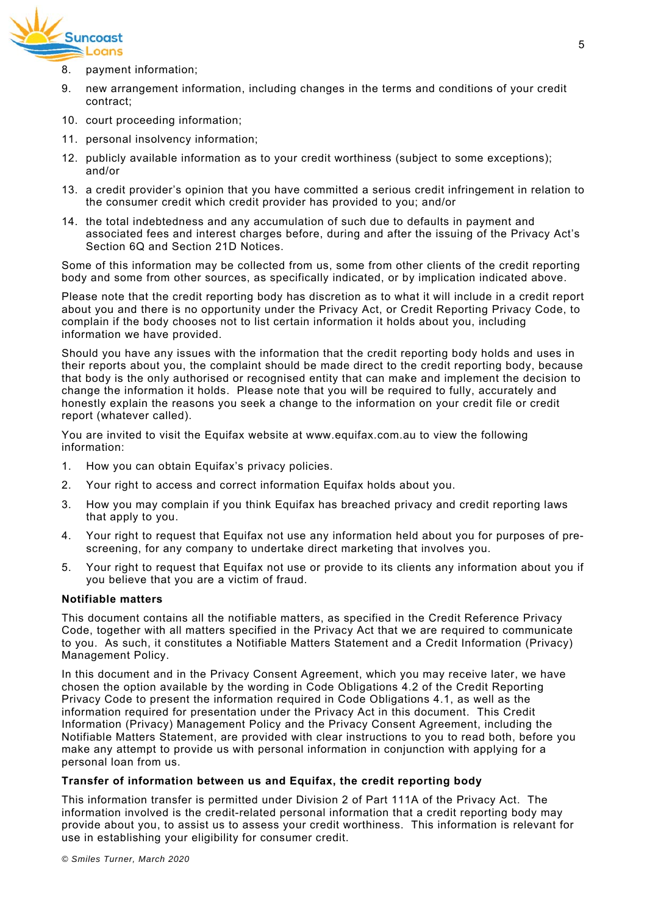8. payment information;
9. new arrangement information, including changes in the terms and conditions of your credit contract;
10. court proceeding information;
11. personal insolvency information;
12. publicly available information as to your credit worthiness (subject to some exceptions); and/or
13. a credit provider's opinion that you have committed a serious credit infringement in relation to the consumer credit which credit provider has provided to you; and/or
14. the total indebtedness and any accumulation of such due to defaults in payment and associated fees and interest charges before, during and after the issuing of the Privacy Act's Section 6Q and Section 21D Notices.

Some of this information may be collected from us, some from other clients of the credit reporting body and some from other sources, as specifically indicated, or by implication indicated above.

Please note that the credit reporting body has discretion as to what it will include in a credit report about you and there is no opportunity under the Privacy Act, or Credit Reporting Privacy Code, to complain if the body chooses not to list certain information it holds about you, including information we have provided.

Should you have any issues with the information that the credit reporting body holds and uses in their reports about you, the complaint should be made direct to the credit reporting body, because that body is the only authorised or recognised entity that can make and implement the decision to change the information it holds. Please note that you will be required to fully, accurately and honestly explain the reasons you seek a change to the information on your credit file or credit report (whatever called).

You are invited to visit the Equifax website at www.equifax.com.au to view the following information:

1. How you can obtain Equifax's privacy policies.
2. Your right to access and correct information Equifax holds about you.
3. How you may complain if you think Equifax has breached privacy and credit reporting laws that apply to you.
4. Your right to request that Equifax not use any information held about you for purposes of pre-screening, for any company to undertake direct marketing that involves you.
5. Your right to request that Equifax not use or provide to its clients any information about you if you believe that you are a victim of fraud.

**Notifiable matters**

This document contains all the notifiable matters, as specified in the Credit Reference Privacy Code, together with all matters specified in the Privacy Act that we are required to communicate to you. As such, it constitutes a Notifiable Matters Statement and a Credit Information (Privacy) Management Policy.

In this document and in the Privacy Consent Agreement, which you may receive later, we have chosen the option available by the wording in Code Obligations 4.2 of the Credit Reporting Privacy Code to present the information required in Code Obligations 4.1, as well as the information required for presentation under the Privacy Act in this document. This Credit Information (Privacy) Management Policy and the Privacy Consent Agreement, including the Notifiable Matters Statement, are provided with clear instructions to you to read both, before you make any attempt to provide us with personal information in conjunction with applying for a personal loan from us.

**Transfer of information between us and Equifax, the credit reporting body**

This information transfer is permitted under Division 2 of Part 111A of the Privacy Act. The information involved is the credit-related personal information that a credit reporting body may provide about you, to assist us to assess your credit worthiness. This information is relevant for use in establishing your eligibility for consumer credit.

*© Smiles Turner, March 2020*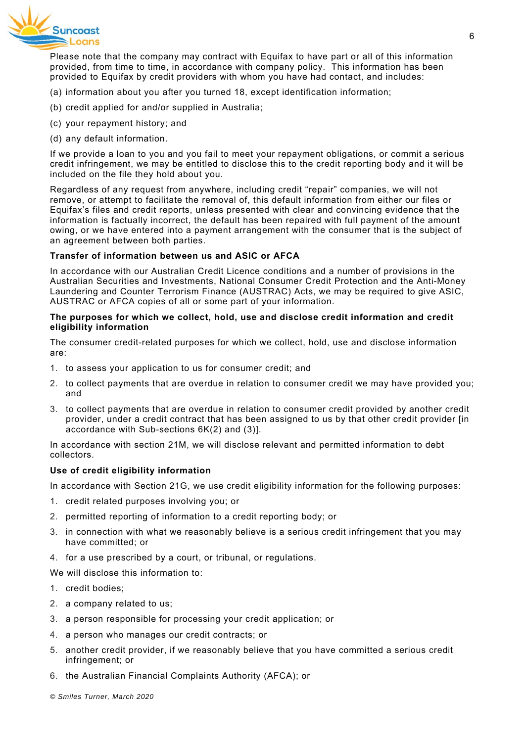Please note that the company may contract with Equifax to have part or all of this information provided, from time to time, in accordance with company policy. This information has been provided to Equifax by credit providers with whom you have had contact, and includes:

(a) information about you after you turned 18, except identification information;

(b) credit applied for and/or supplied in Australia;

(c) your repayment history; and

(d) any default information.

If we provide a loan to you and you fail to meet your repayment obligations, or commit a serious credit infringement, we may be entitled to disclose this to the credit reporting body and it will be included on the file they hold about you.

Regardless of any request from anywhere, including credit "repair" companies, we will not remove, or attempt to facilitate the removal of, this default information from either our files or Equifax's files and credit reports, unless presented with clear and convincing evidence that the information is factually incorrect, the default has been repaired with full payment of the amount owing, or we have entered into a payment arrangement with the consumer that is the subject of an agreement between both parties.

**Transfer of information between us and ASIC or AFCA**

In accordance with our Australian Credit Licence conditions and a number of provisions in the Australian Securities and Investments, National Consumer Credit Protection and the Anti-Money Laundering and Counter Terrorism Finance (AUSTRAC) Acts, we may be required to give ASIC, AUSTRAC or AFCA copies of all or some part of your information.

**The purposes for which we collect, hold, use and disclose credit information and credit eligibility information**

The consumer credit-related purposes for which we collect, hold, use and disclose information are:

1. to assess your application to us for consumer credit; and
2. to collect payments that are overdue in relation to consumer credit we may have provided you; and
3. to collect payments that are overdue in relation to consumer credit provided by another credit provider, under a credit contract that has been assigned to us by that other credit provider [in accordance with Sub-sections 6K(2) and (3)].

In accordance with section 21M, we will disclose relevant and permitted information to debt collectors.

**Use of credit eligibility information**

In accordance with Section 21G, we use credit eligibility information for the following purposes:

1. credit related purposes involving you; or
2. permitted reporting of information to a credit reporting body; or
3. in connection with what we reasonably believe is a serious credit infringement that you may have committed; or
4. for a use prescribed by a court, or tribunal, or regulations.

We will disclose this information to:

1. credit bodies;
2. a company related to us;
3. a person responsible for processing your credit application; or
4. a person who manages our credit contracts; or
5. another credit provider, if we reasonably believe that you have committed a serious credit infringement; or
6. the Australian Financial Complaints Authority (AFCA); or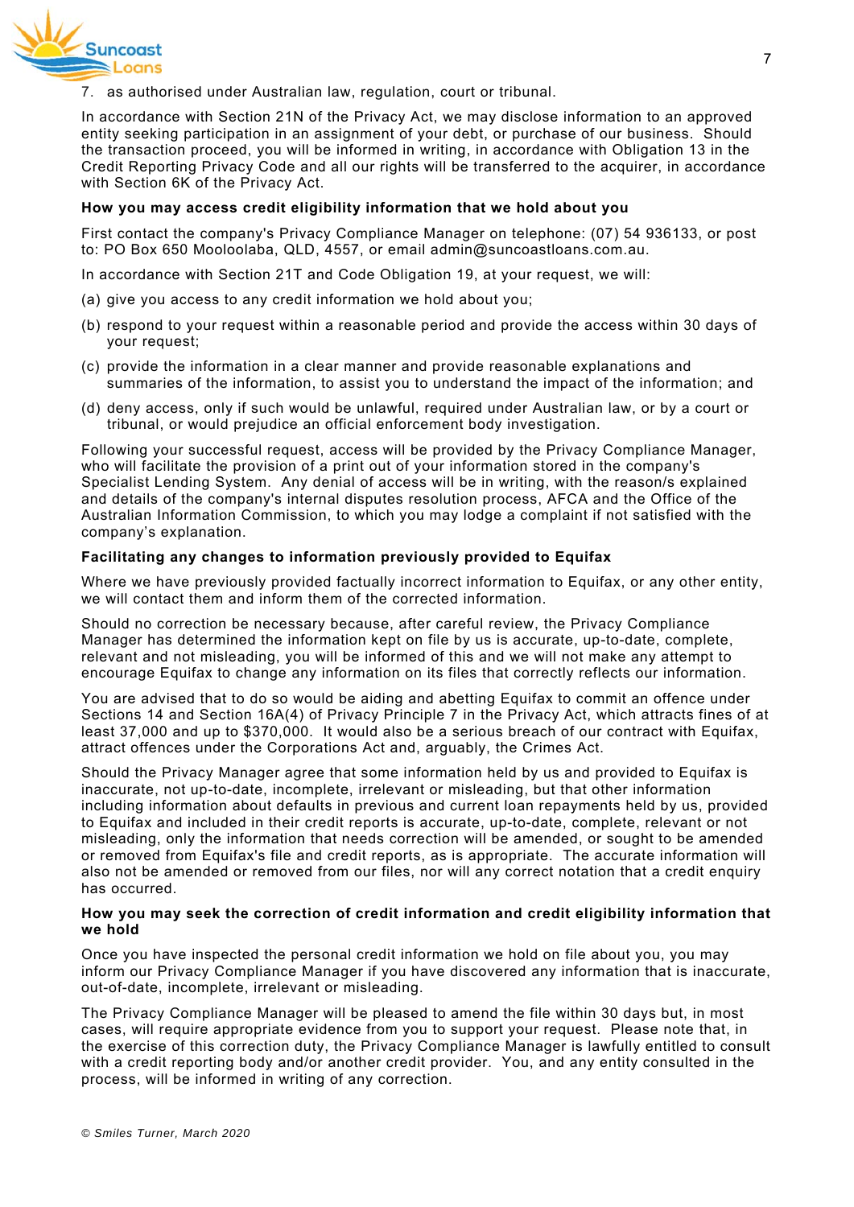7. as authorised under Australian law, regulation, court or tribunal.

In accordance with Section 21N of the Privacy Act, we may disclose information to an approved entity seeking participation in an assignment of your debt, or purchase of our business. Should the transaction proceed, you will be informed in writing, in accordance with Obligation 13 in the Credit Reporting Privacy Code and all our rights will be transferred to the acquirer, in accordance with Section 6K of the Privacy Act.

**How you may access credit eligibility information that we hold about you**

First contact the company's Privacy Compliance Manager on telephone: (07) 54 936133, or post to: PO Box 650 Mooloolaba, QLD, 4557, or email admin@suncoastloans.com.au.

In accordance with Section 21T and Code Obligation 19, at your request, we will:

(a) give you access to any credit information we hold about you;

(b) respond to your request within a reasonable period and provide the access within 30 days of your request;

(c) provide the information in a clear manner and provide reasonable explanations and summaries of the information, to assist you to understand the impact of the information; and

(d) deny access, only if such would be unlawful, required under Australian law, or by a court or tribunal, or would prejudice an official enforcement body investigation.

Following your successful request, access will be provided by the Privacy Compliance Manager, who will facilitate the provision of a print out of your information stored in the company's Specialist Lending System. Any denial of access will be in writing, with the reason/s explained and details of the company's internal disputes resolution process, AFCA and the Office of the Australian Information Commission, to which you may lodge a complaint if not satisfied with the company's explanation.

**Facilitating any changes to information previously provided to Equifax**

Where we have previously provided factually incorrect information to Equifax, or any other entity, we will contact them and inform them of the corrected information.

Should no correction be necessary because, after careful review, the Privacy Compliance Manager has determined the information kept on file by us is accurate, up-to-date, complete, relevant and not misleading, you will be informed of this and we will not make any attempt to encourage Equifax to change any information on its files that correctly reflects our information.

You are advised that to do so would be aiding and abetting Equifax to commit an offence under Sections 14 and Section 16A(4) of Privacy Principle 7 in the Privacy Act, which attracts fines of at least 37,000 and up to $370,000. It would also be a serious breach of our contract with Equifax, attract offences under the Corporations Act and, arguably, the Crimes Act.

Should the Privacy Manager agree that some information held by us and provided to Equifax is inaccurate, not up-to-date, incomplete, irrelevant or misleading, but that other information including information about defaults in previous and current loan repayments held by us, provided to Equifax and included in their credit reports is accurate, up-to-date, complete, relevant or not misleading, only the information that needs correction will be amended, or sought to be amended or removed from Equifax's file and credit reports, as is appropriate. The accurate information will also not be amended or removed from our files, nor will any correct notation that a credit enquiry has occurred.

**How you may seek the correction of credit information and credit eligibility information that we hold**

Once you have inspected the personal credit information we hold on file about you, you may inform our Privacy Compliance Manager if you have discovered any information that is inaccurate, out-of-date, incomplete, irrelevant or misleading.

The Privacy Compliance Manager will be pleased to amend the file within 30 days but, in most cases, will require appropriate evidence from you to support your request. Please note that, in the exercise of this correction duty, the Privacy Compliance Manager is lawfully entitled to consult with a credit reporting body and/or another credit provider. You, and any entity consulted in the process, will be informed in writing of any correction.

*© Smiles Turner, March 2020*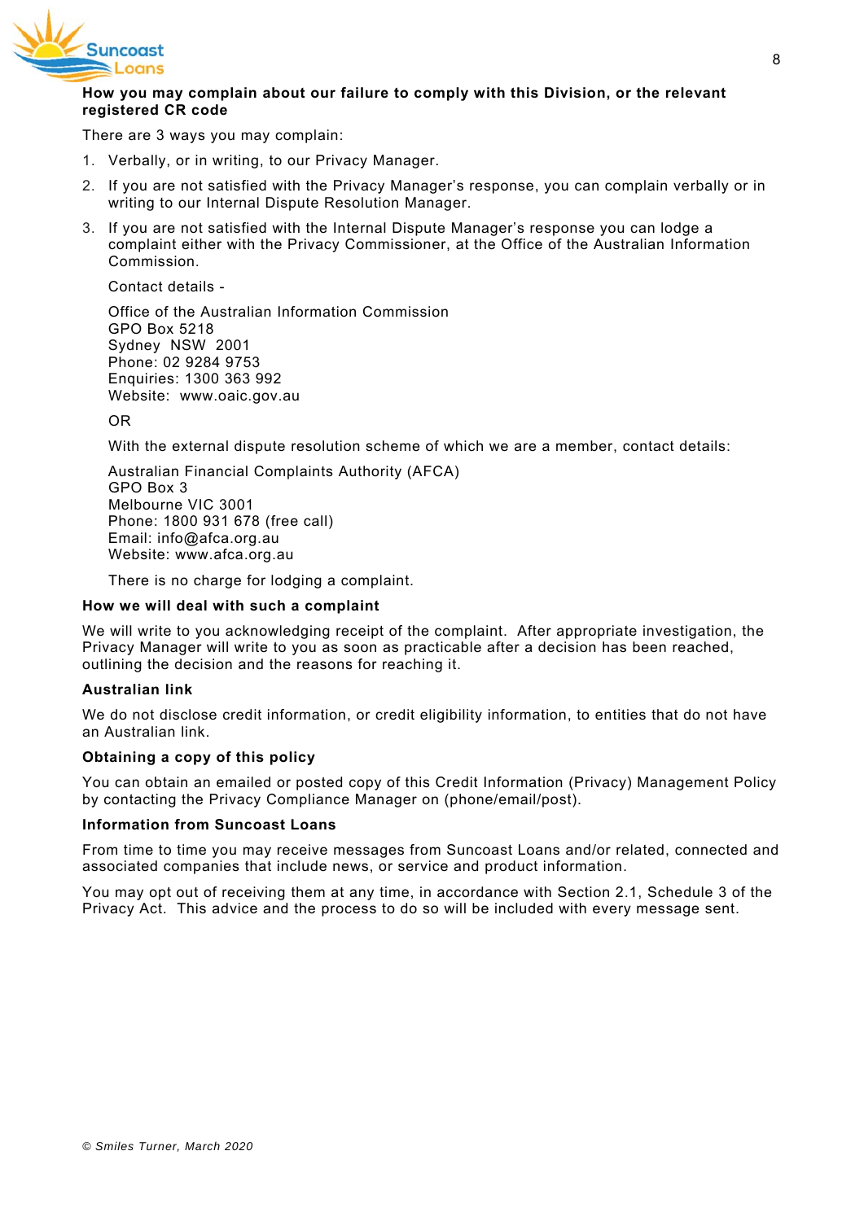**How you may complain about our failure to comply with this Division, or the relevant registered CR code**

There are 3 ways you may complain:

1. Verbally, or in writing, to our Privacy Manager.
2. If you are not satisfied with the Privacy Manager's response, you can complain verbally or in writing to our Internal Dispute Resolution Manager.
3. If you are not satisfied with the Internal Dispute Manager's response you can lodge a complaint either with the Privacy Commissioner, at the Office of the Australian Information Commission.

   Contact details -

   Office of the Australian Information Commission
   GPO Box 5218
   Sydney NSW 2001
   Phone: 02 9284 9753
   Enquiries: 1300 363 992
   Website: www.oaic.gov.au

   OR

   With the external dispute resolution scheme of which we are a member, contact details:

   Australian Financial Complaints Authority (AFCA)
   GPO Box 3
   Melbourne VIC 3001
   Phone: 1800 931 678 (free call)
   Email: info@afca.org.au
   Website: www.afca.org.au

   There is no charge for lodging a complaint.

**How we will deal with such a complaint**

We will write to you acknowledging receipt of the complaint. After appropriate investigation, the Privacy Manager will write to you as soon as practicable after a decision has been reached, outlining the decision and the reasons for reaching it.

**Australian link**

We do not disclose credit information, or credit eligibility information, to entities that do not have an Australian link.

**Obtaining a copy of this policy**

You can obtain an emailed or posted copy of this Credit Information (Privacy) Management Policy by contacting the Privacy Compliance Manager on (phone/email/post).

**Information from Suncoast Loans**

From time to time you may receive messages from Suncoast Loans and/or related, connected and associated companies that include news, or service and product information.

You may opt out of receiving them at any time, in accordance with Section 2.1, Schedule 3 of the Privacy Act. This advice and the process to do so will be included with every message sent.